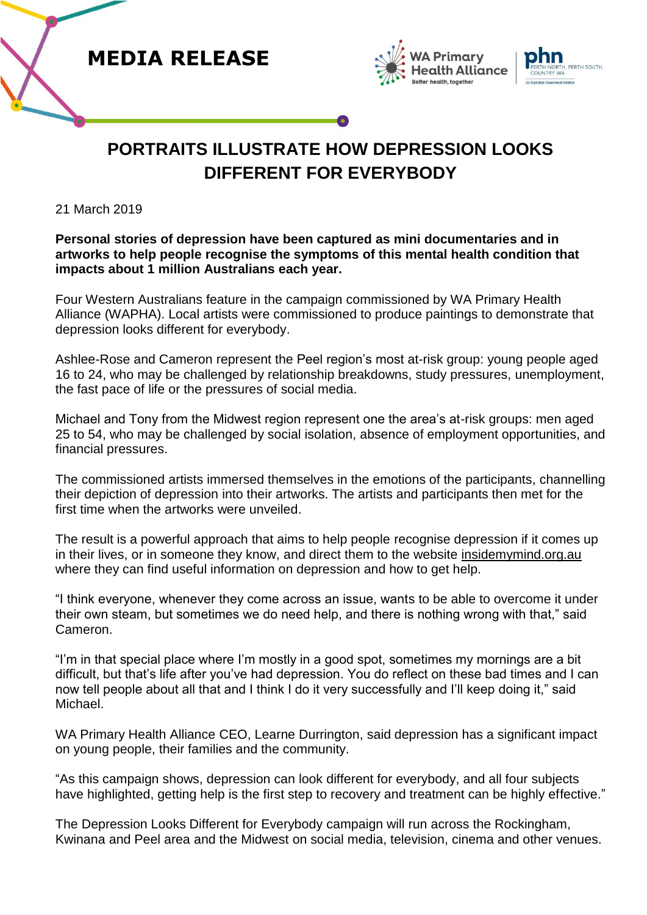**MEDIA RELEASE**

# PORTRAITS ILLUSTRATE HOW DEPRESSION LOOKS DIFFERENT FOR EVERYBODY

21 March 2019

**Personal stories of depression have been captured as mini documentaries and in artworks to help people recognise the symptoms of this mental health condition that impacts about 1 million Australians each year.**

Four Western Australians feature in the campaign commissioned by WA Primary Health Alliance (WAPHA). Local artists were commissioned to produce paintings to demonstrate that depression looks different for everybody.

Ashlee-Rose and Cameron represent the Peel region's most at-risk group: young people aged 16 to 24, who may be challenged by relationship breakdowns, study pressures, unemployment, the fast pace of life or the pressures of social media.

Michael and Tony from the Midwest region represent one the area's at-risk groups: men aged 25 to 54, who may be challenged by social isolation, absence of employment opportunities, and financial pressures.

The commissioned artists immersed themselves in the emotions of the participants, channelling their depiction of depression into their artworks. The artists and participants then met for the first time when the artworks were unveiled.

The result is a powerful approach that aims to help people recognise depression if it comes up in their lives, or in someone they know, and direct them to the website insidemymind.org.au where they can find useful information on depression and how to get help.

"I think everyone, whenever they come across an issue, wants to be able to overcome it under their own steam, but sometimes we do need help, and there is nothing wrong with that," said Cameron.

"I'm in that special place where I'm mostly in a good spot, sometimes my mornings are a bit difficult, but that's life after you've had depression. You do reflect on these bad times and I can now tell people about all that and I think I do it very successfully and I'll keep doing it," said Michael.

WA Primary Health Alliance CEO, Learne Durrington, said depression has a significant impact on young people, their families and the community.

"As this campaign shows, depression can look different for everybody, and all four subjects have highlighted, getting help is the first step to recovery and treatment can be highly effective."

The Depression Looks Different for Everybody campaign will run across the Rockingham, Kwinana and Peel area and the Midwest on social media, television, cinema and other venues.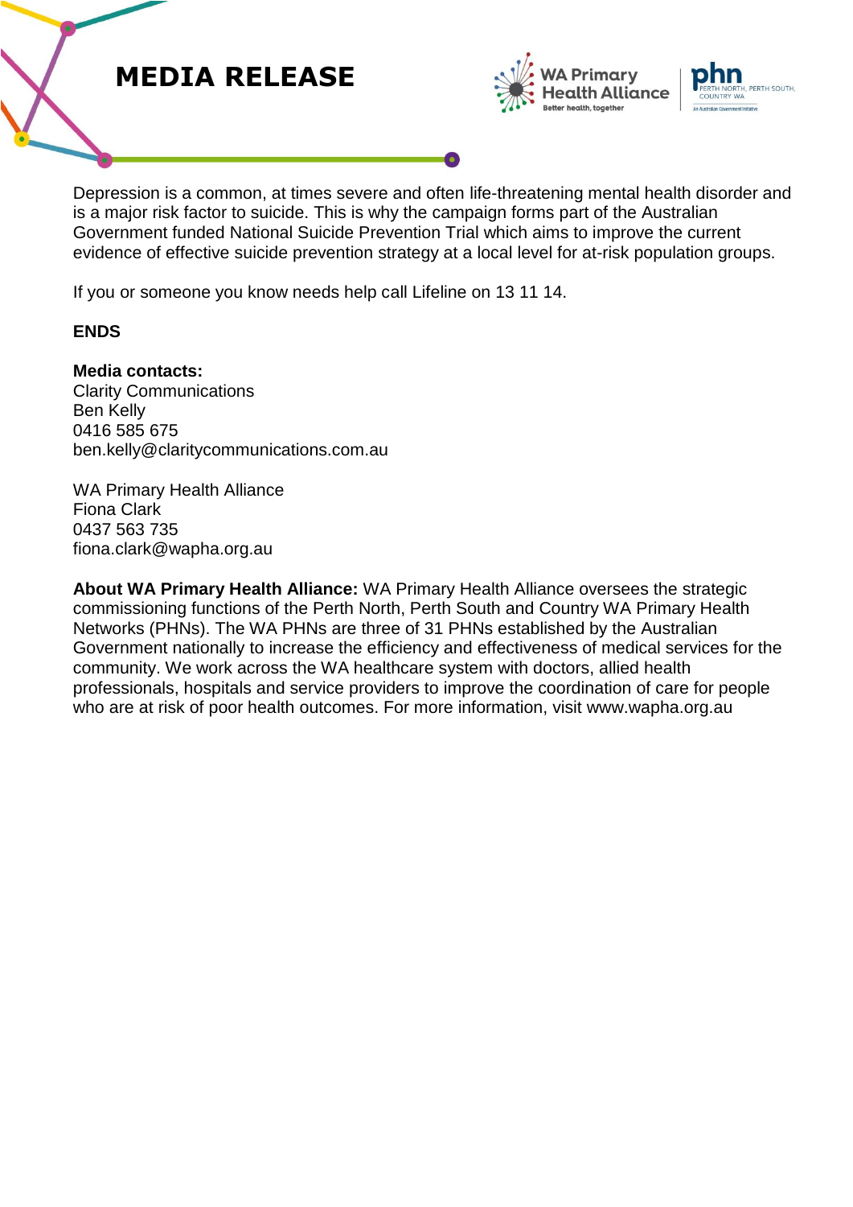# MEDIA RELEASE

Depression is a common, at times severe and often life-threatening mental health disorder and is a major risk factor to suicide. This is why the campaign forms part of the Australian Government funded National Suicide Prevention Trial which aims to improve the current evidence of effective suicide prevention strategy at a local level for at-risk population groups.

If you or someone you know needs help call Lifeline on 13 11 14.

**ENDS**

**Media contacts:**
Clarity Communications
Ben Kelly
0416 585 675
ben.kelly@claritycommunications.com.au

WA Primary Health Alliance
Fiona Clark
0437 563 735
fiona.clark@wapha.org.au

**About WA Primary Health Alliance:** WA Primary Health Alliance oversees the strategic commissioning functions of the Perth North, Perth South and Country WA Primary Health Networks (PHNs). The WA PHNs are three of 31 PHNs established by the Australian Government nationally to increase the efficiency and effectiveness of medical services for the community. We work across the WA healthcare system with doctors, allied health professionals, hospitals and service providers to improve the coordination of care for people who are at risk of poor health outcomes. For more information, visit www.wapha.org.au